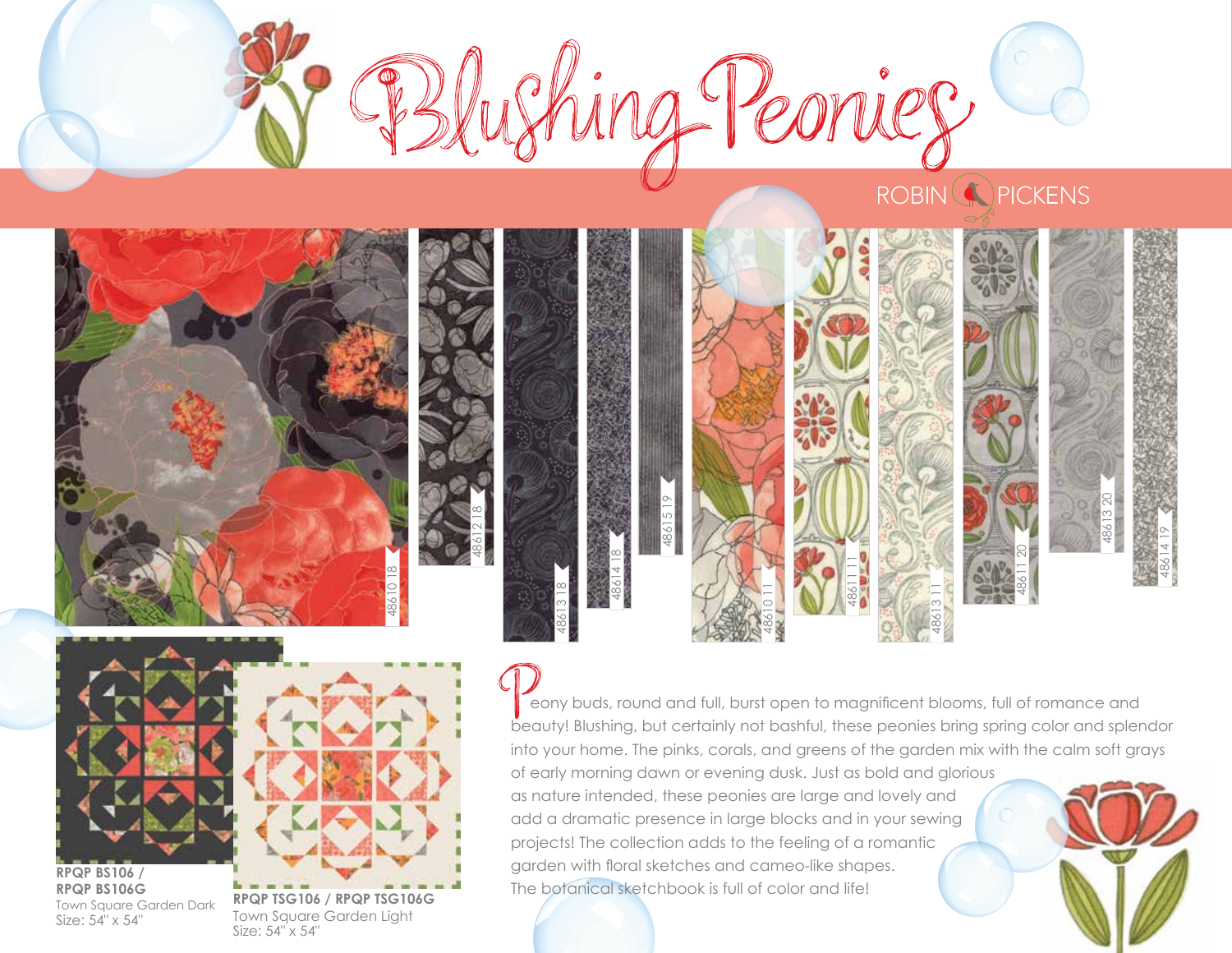# Blushing Peonies

ROBIN PICKENS

48610 18

48612 18

48613 18

48614 18

48615 19

48610 11

48611 11

48613 11

48611 20

48613 20

48614 19

**RPQP BS106 / RPQP BS106G**
Town Square Garden Dark
Size: 54" x 54"

**RPQP TSG106 / RPQP TSG106G**
Town Square Garden Light
Size: 54" x 54"

Peony buds, round and full, burst open to magnificent blooms, full of romance and beauty! Blushing, but certainly not bashful, these peonies bring spring color and splendor into your home. The pinks, corals, and greens of the garden mix with the calm soft grays of early morning dawn or evening dusk. Just as bold and glorious as nature intended, these peonies are large and lovely and add a dramatic presence in large blocks and in your sewing projects! The collection adds to the feeling of a romantic garden with floral sketches and cameo-like shapes. The botanical sketchbook is full of color and life!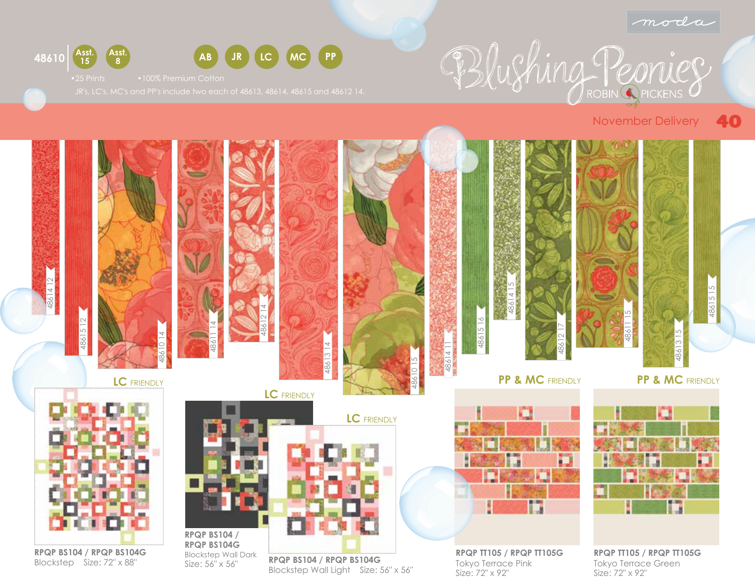moda

# Blushing Peonies

ROBIN PICKENS

48610 | Asst. 15 | Asst. 8 | AB | JR | LC | MC | PP

• 25 Prints • 100% Premium Cotton

JR's, LC's, MC's and PP's include two each of 48613, 48614, 48615 and 48612 14.

November Delivery **40**

48614 12

48615 12

48610 14

48611 14

48612 14

48613 14

48610 15

48614 11

48615 16

48614 15

48612 17

48611 15

48613 15

48615 15

LC FRIENDLY

**RPQP BS104 / RPQP BS104G**
Blockstep Size: 72" x 88"

LC FRIENDLY

**RPQP BS104 / RPQP BS104G**
Blockstep Wall Dark
Size: 56" x 56"

LC FRIENDLY

**RPQP BS104 / RPQP BS104G**
Blockstep Wall Light Size: 56" x 56"

PP & MC FRIENDLY

**RPQP TT105 / RPQP TT105G**
Tokyo Terrace Pink
Size: 72" x 92"

PP & MC FRIENDLY

**RPQP TT105 / RPQP TT105G**
Tokyo Terrace Green
Size: 72" x 92"